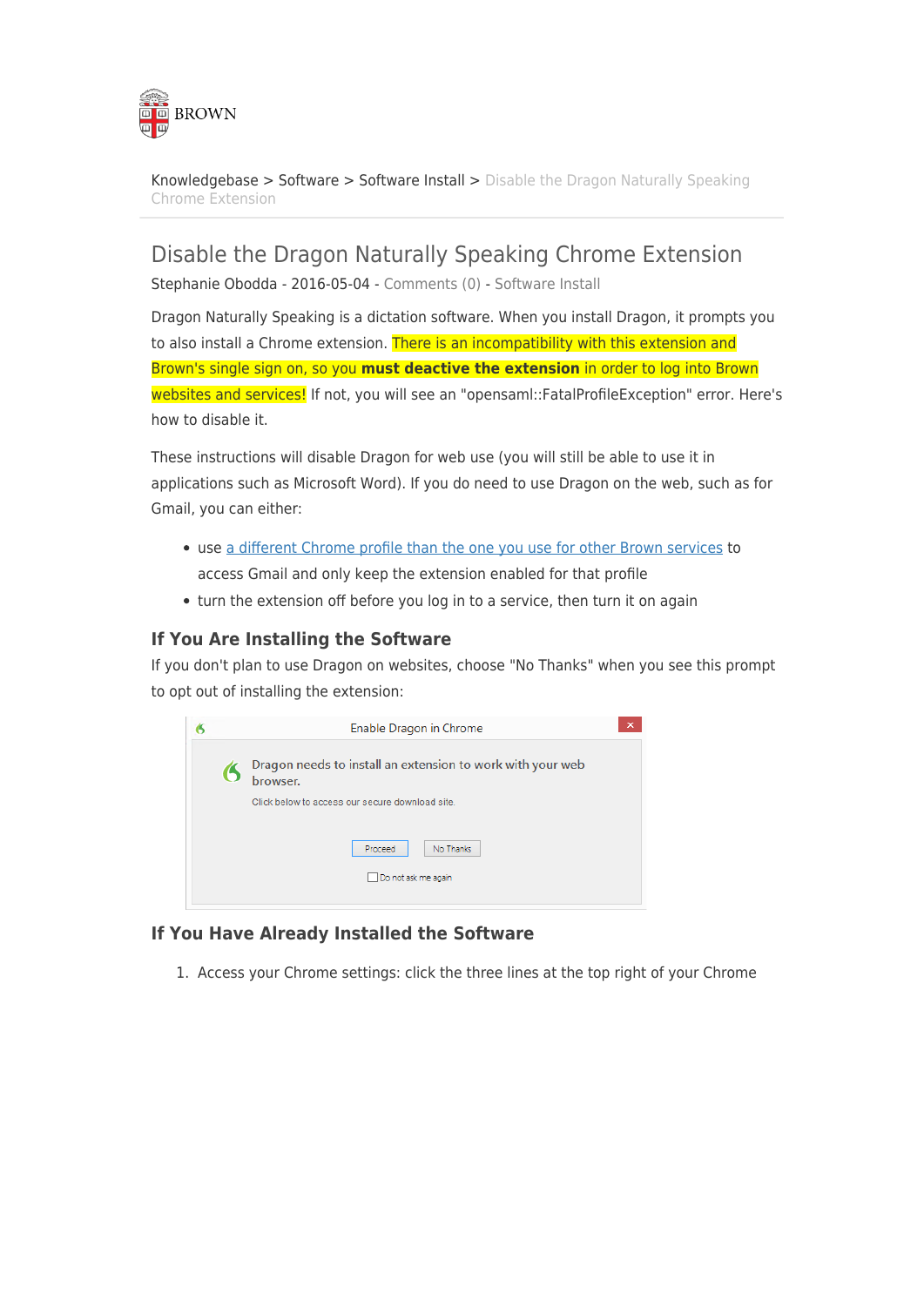Knowledgebase > Software > Software Install > Disable the Dragon Naturally Speaking Chrome Extension

# Disable the Dragon Naturally Speaking Chrome Extension

Stephanie Obodda - 2016-05-04 - Comments (0) - Software Install

Dragon Naturally Speaking is a dictation software. When you install Dragon, it prompts you to also install a Chrome extension. There is an incompatibility with this extension and Brown's single sign on, so you **must deactive the extension** in order to log into Brown websites and services! If not, you will see an "opensaml::FatalProfileException" error. Here's how to disable it.

These instructions will disable Dragon for web use (you will still be able to use it in applications such as Microsoft Word). If you do need to use Dragon on the web, such as for Gmail, you can either:

- use a different Chrome profile than the one you use for other Brown services to access Gmail and only keep the extension enabled for that profile
- turn the extension off before you log in to a service, then turn it on again

### If You Are Installing the Software

If you don't plan to use Dragon on websites, choose "No Thanks" when you see this prompt to opt out of installing the extension:

Enable Dragon in Chrome

Dragon needs to install an extension to work with your web browser.

Click below to access our secure download site.

Proceed   No Thanks

Do not ask me again

### If You Have Already Installed the Software

1. Access your Chrome settings: click the three lines at the top right of your Chrome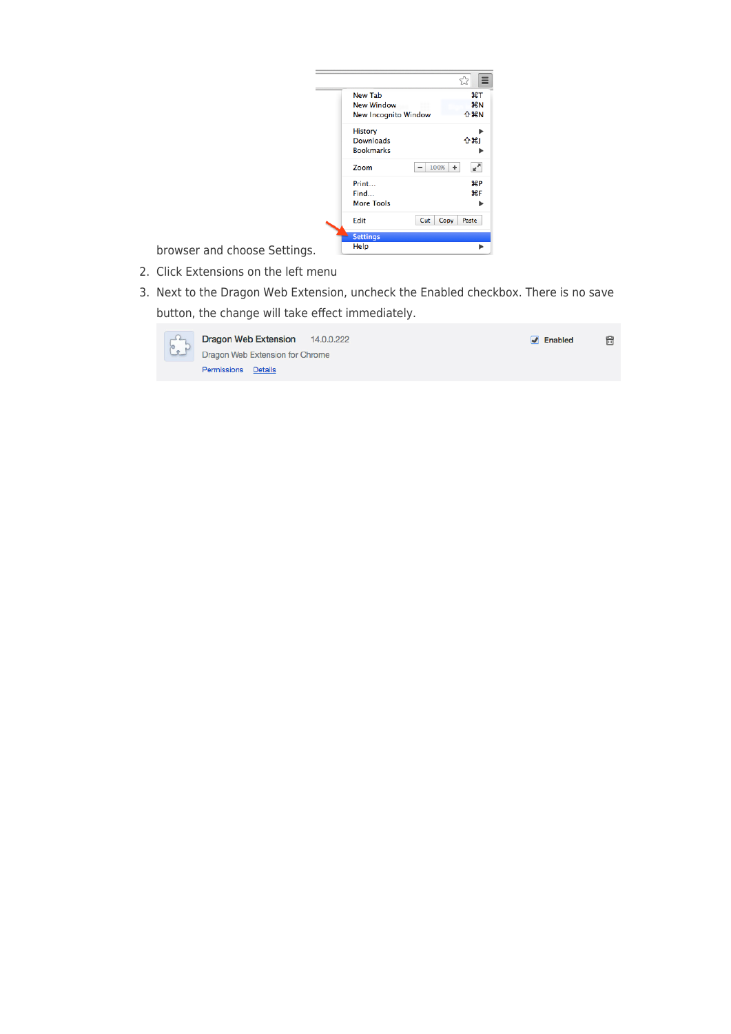browser and choose Settings.

2. Click Extensions on the left menu
3. Next to the Dragon Web Extension, uncheck the Enabled checkbox. There is no save button, the change will take effect immediately.